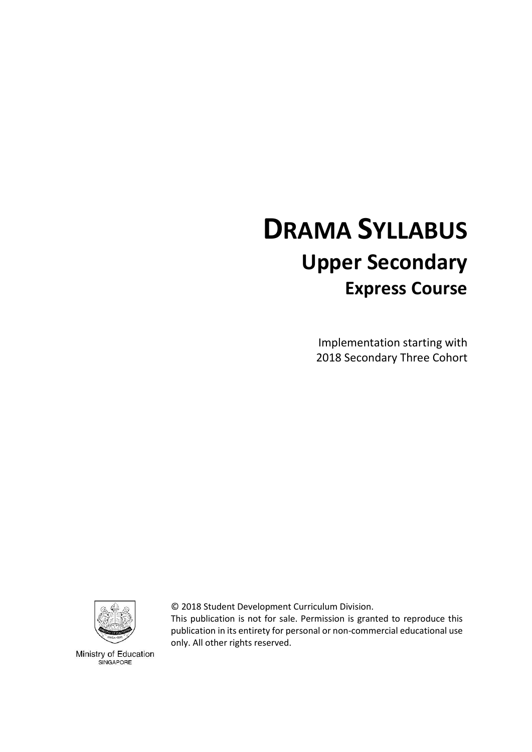# DRAMA SYLLABUS

## Upper Secondary

### Express Course

Implementation starting with
2018 Secondary Three Cohort

© 2018 Student Development Curriculum Division.
This publication is not for sale. Permission is granted to reproduce this publication in its entirety for personal or non-commercial educational use only. All other rights reserved.

Ministry of Education
SINGAPORE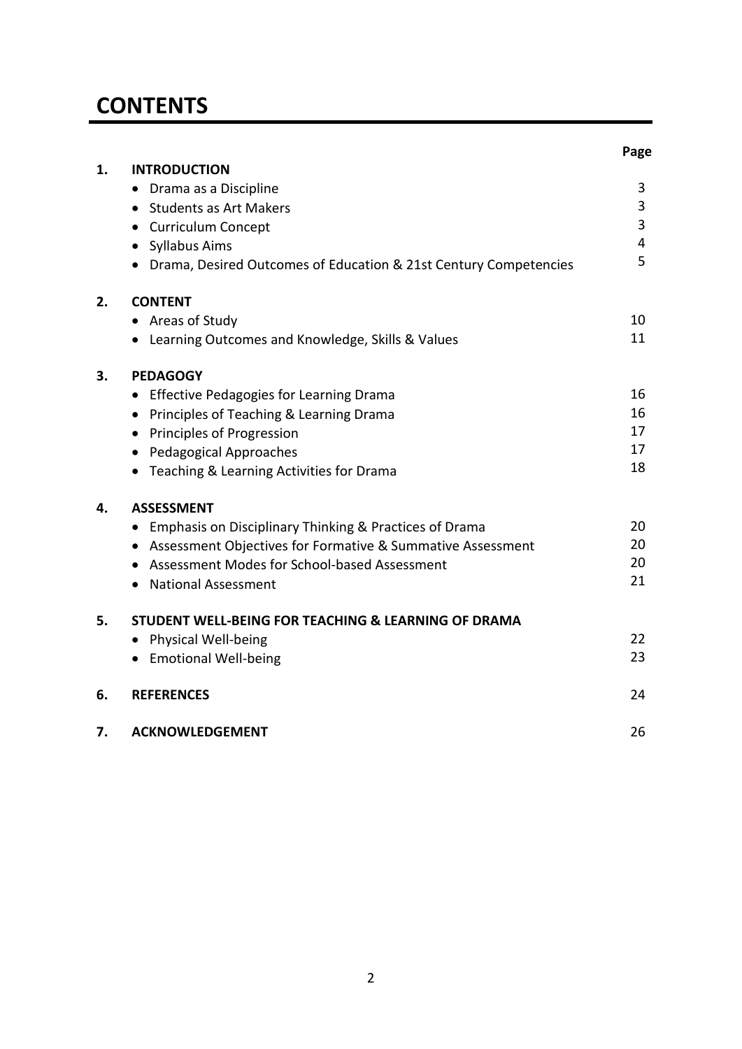# CONTENTS

| | | Page |
|---|---|---|
| **1.** | **INTRODUCTION** | |
| | • Drama as a Discipline | 3 |
| | • Students as Art Makers | 3 |
| | • Curriculum Concept | 3 |
| | • Syllabus Aims | 4 |
| | • Drama, Desired Outcomes of Education & 21st Century Competencies | 5 |
| **2.** | **CONTENT** | |
| | • Areas of Study | 10 |
| | • Learning Outcomes and Knowledge, Skills & Values | 11 |
| **3.** | **PEDAGOGY** | |
| | • Effective Pedagogies for Learning Drama | 16 |
| | • Principles of Teaching & Learning Drama | 16 |
| | • Principles of Progression | 17 |
| | • Pedagogical Approaches | 17 |
| | • Teaching & Learning Activities for Drama | 18 |
| **4.** | **ASSESSMENT** | |
| | • Emphasis on Disciplinary Thinking & Practices of Drama | 20 |
| | • Assessment Objectives for Formative & Summative Assessment | 20 |
| | • Assessment Modes for School-based Assessment | 20 |
| | • National Assessment | 21 |
| **5.** | **STUDENT WELL-BEING FOR TEACHING & LEARNING OF DRAMA** | |
| | • Physical Well-being | 22 |
| | • Emotional Well-being | 23 |
| **6.** | **REFERENCES** | 24 |
| **7.** | **ACKNOWLEDGEMENT** | 26 |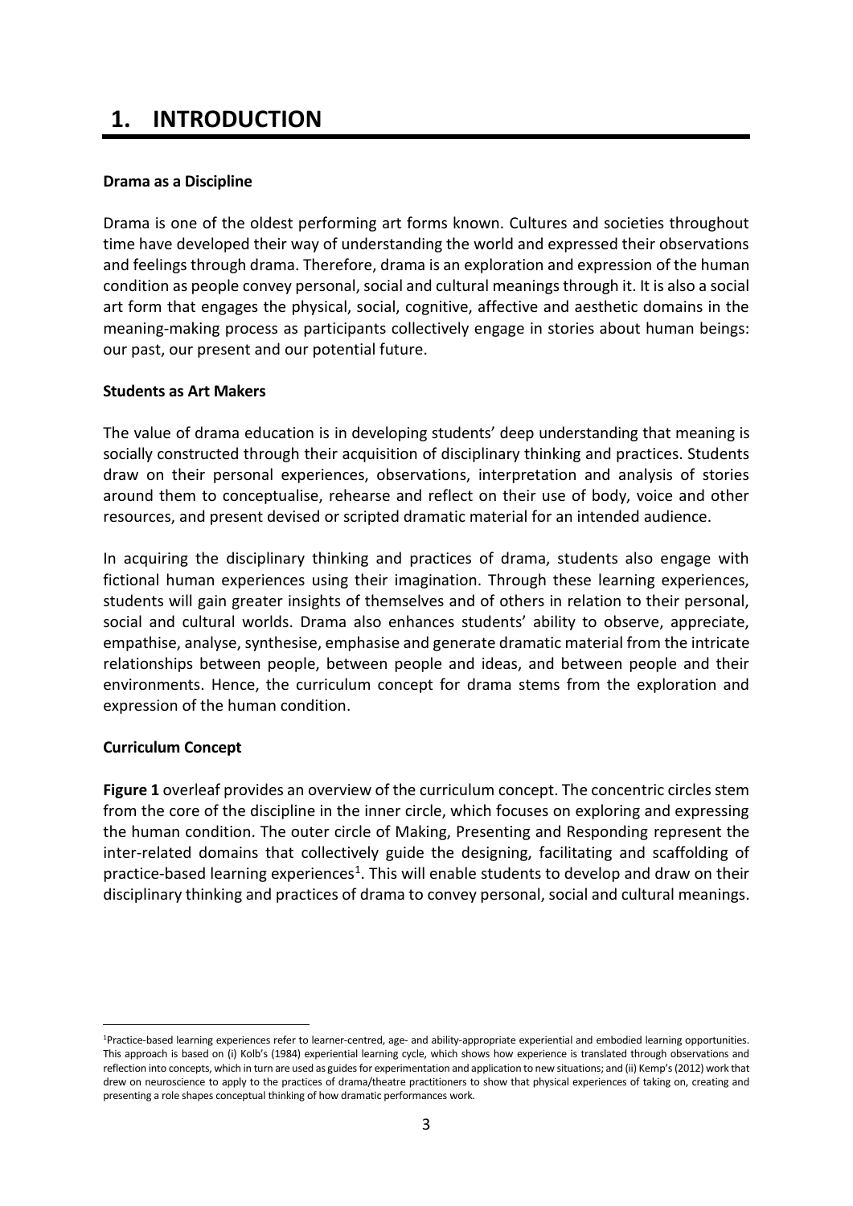# 1. INTRODUCTION

**Drama as a Discipline**

Drama is one of the oldest performing art forms known. Cultures and societies throughout time have developed their way of understanding the world and expressed their observations and feelings through drama. Therefore, drama is an exploration and expression of the human condition as people convey personal, social and cultural meanings through it. It is also a social art form that engages the physical, social, cognitive, affective and aesthetic domains in the meaning-making process as participants collectively engage in stories about human beings: our past, our present and our potential future.

**Students as Art Makers**

The value of drama education is in developing students' deep understanding that meaning is socially constructed through their acquisition of disciplinary thinking and practices. Students draw on their personal experiences, observations, interpretation and analysis of stories around them to conceptualise, rehearse and reflect on their use of body, voice and other resources, and present devised or scripted dramatic material for an intended audience.

In acquiring the disciplinary thinking and practices of drama, students also engage with fictional human experiences using their imagination. Through these learning experiences, students will gain greater insights of themselves and of others in relation to their personal, social and cultural worlds. Drama also enhances students' ability to observe, appreciate, empathise, analyse, synthesise, emphasise and generate dramatic material from the intricate relationships between people, between people and ideas, and between people and their environments. Hence, the curriculum concept for drama stems from the exploration and expression of the human condition.

**Curriculum Concept**

**Figure 1** overleaf provides an overview of the curriculum concept. The concentric circles stem from the core of the discipline in the inner circle, which focuses on exploring and expressing the human condition. The outer circle of Making, Presenting and Responding represent the inter-related domains that collectively guide the designing, facilitating and scaffolding of practice-based learning experiences[1]. This will enable students to develop and draw on their disciplinary thinking and practices of drama to convey personal, social and cultural meanings.

[1]Practice-based learning experiences refer to learner-centred, age- and ability-appropriate experiential and embodied learning opportunities. This approach is based on (i) Kolb's (1984) experiential learning cycle, which shows how experience is translated through observations and reflection into concepts, which in turn are used as guides for experimentation and application to new situations; and (ii) Kemp's (2012) work that drew on neuroscience to apply to the practices of drama/theatre practitioners to show that physical experiences of taking on, creating and presenting a role shapes conceptual thinking of how dramatic performances work.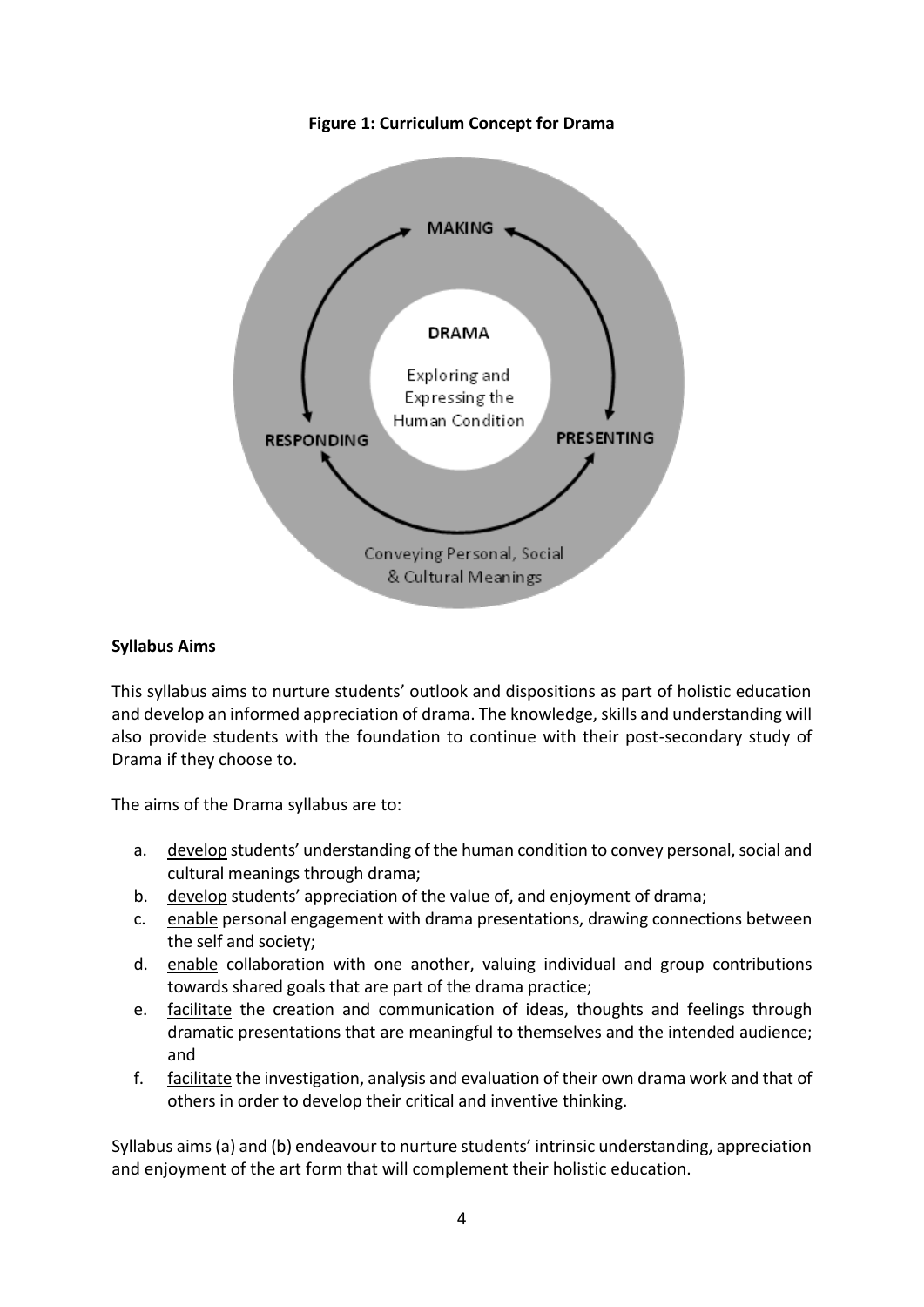**Figure 1: Curriculum Concept for Drama**

MAKING

DRAMA

Exploring and Expressing the Human Condition

RESPONDING

PRESENTING

Conveying Personal, Social & Cultural Meanings

**Syllabus Aims**

This syllabus aims to nurture students' outlook and dispositions as part of holistic education and develop an informed appreciation of drama. The knowledge, skills and understanding will also provide students with the foundation to continue with their post-secondary study of Drama if they choose to.

The aims of the Drama syllabus are to:

a. develop students' understanding of the human condition to convey personal, social and cultural meanings through drama;
b. develop students' appreciation of the value of, and enjoyment of drama;
c. enable personal engagement with drama presentations, drawing connections between the self and society;
d. enable collaboration with one another, valuing individual and group contributions towards shared goals that are part of the drama practice;
e. facilitate the creation and communication of ideas, thoughts and feelings through dramatic presentations that are meaningful to themselves and the intended audience; and
f. facilitate the investigation, analysis and evaluation of their own drama work and that of others in order to develop their critical and inventive thinking.

Syllabus aims (a) and (b) endeavour to nurture students' intrinsic understanding, appreciation and enjoyment of the art form that will complement their holistic education.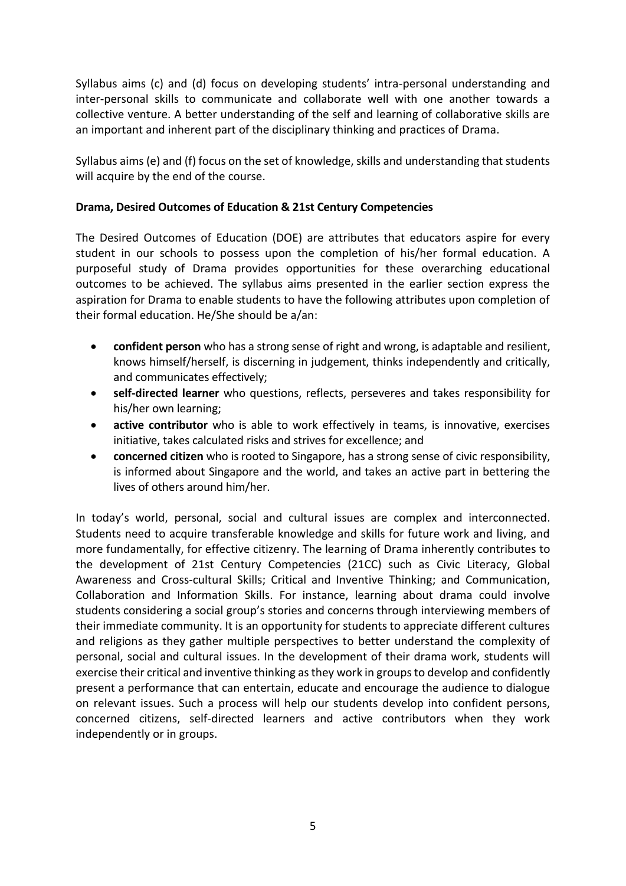Syllabus aims (c) and (d) focus on developing students' intra-personal understanding and inter-personal skills to communicate and collaborate well with one another towards a collective venture. A better understanding of the self and learning of collaborative skills are an important and inherent part of the disciplinary thinking and practices of Drama.

Syllabus aims (e) and (f) focus on the set of knowledge, skills and understanding that students will acquire by the end of the course.

**Drama, Desired Outcomes of Education & 21st Century Competencies**

The Desired Outcomes of Education (DOE) are attributes that educators aspire for every student in our schools to possess upon the completion of his/her formal education. A purposeful study of Drama provides opportunities for these overarching educational outcomes to be achieved. The syllabus aims presented in the earlier section express the aspiration for Drama to enable students to have the following attributes upon completion of their formal education. He/She should be a/an:

- **confident person** who has a strong sense of right and wrong, is adaptable and resilient, knows himself/herself, is discerning in judgement, thinks independently and critically, and communicates effectively;
- **self-directed learner** who questions, reflects, perseveres and takes responsibility for his/her own learning;
- **active contributor** who is able to work effectively in teams, is innovative, exercises initiative, takes calculated risks and strives for excellence; and
- **concerned citizen** who is rooted to Singapore, has a strong sense of civic responsibility, is informed about Singapore and the world, and takes an active part in bettering the lives of others around him/her.

In today's world, personal, social and cultural issues are complex and interconnected. Students need to acquire transferable knowledge and skills for future work and living, and more fundamentally, for effective citizenry. The learning of Drama inherently contributes to the development of 21st Century Competencies (21CC) such as Civic Literacy, Global Awareness and Cross-cultural Skills; Critical and Inventive Thinking; and Communication, Collaboration and Information Skills. For instance, learning about drama could involve students considering a social group's stories and concerns through interviewing members of their immediate community. It is an opportunity for students to appreciate different cultures and religions as they gather multiple perspectives to better understand the complexity of personal, social and cultural issues. In the development of their drama work, students will exercise their critical and inventive thinking as they work in groups to develop and confidently present a performance that can entertain, educate and encourage the audience to dialogue on relevant issues. Such a process will help our students develop into confident persons, concerned citizens, self-directed learners and active contributors when they work independently or in groups.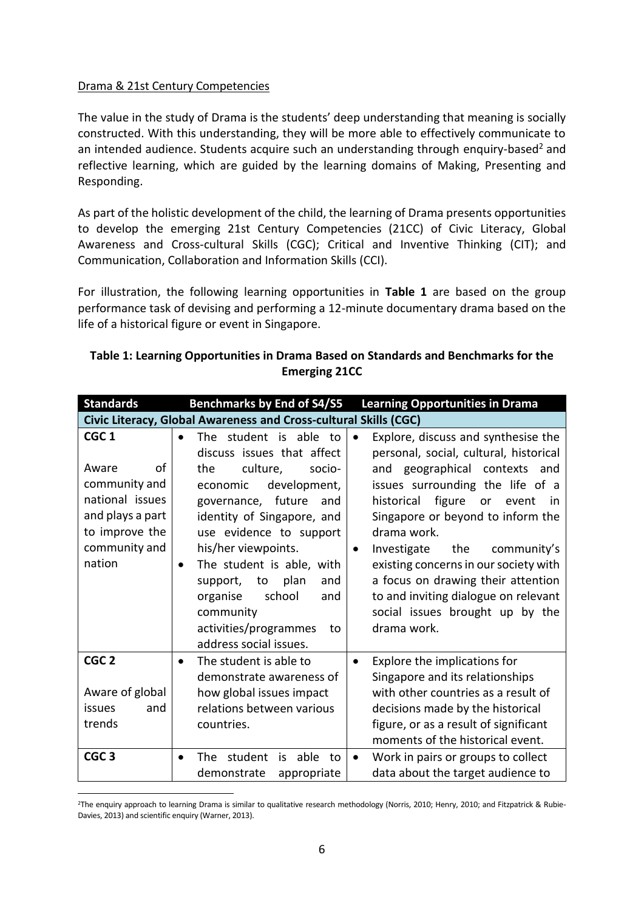Drama & 21st Century Competencies

The value in the study of Drama is the students' deep understanding that meaning is socially constructed. With this understanding, they will be more able to effectively communicate to an intended audience. Students acquire such an understanding through enquiry-based[2] and reflective learning, which are guided by the learning domains of Making, Presenting and Responding.

As part of the holistic development of the child, the learning of Drama presents opportunities to develop the emerging 21st Century Competencies (21CC) of Civic Literacy, Global Awareness and Cross-cultural Skills (CGC); Critical and Inventive Thinking (CIT); and Communication, Collaboration and Information Skills (CCI).

For illustration, the following learning opportunities in **Table 1** are based on the group performance task of devising and performing a 12-minute documentary drama based on the life of a historical figure or event in Singapore.

**Table 1: Learning Opportunities in Drama Based on Standards and Benchmarks for the Emerging 21CC**

| Standards | Benchmarks by End of S4/S5 | Learning Opportunities in Drama |
|---|---|---|
| **Civic Literacy, Global Awareness and Cross-cultural Skills (CGC)** | | |
| **CGC 1**<br><br>Aware of community and national issues and plays a part to improve the community and nation | • The student is able to discuss issues that affect the culture, socio-economic development, governance, future and identity of Singapore, and use evidence to support his/her viewpoints.<br>• The student is able, with support, to plan and organise school and community activities/programmes to address social issues. | • Explore, discuss and synthesise the personal, social, cultural, historical and geographical contexts and issues surrounding the life of a historical figure or event in Singapore or beyond to inform the drama work.<br>• Investigate the community's existing concerns in our society with a focus on drawing their attention to and inviting dialogue on relevant social issues brought up by the drama work. |
| **CGC 2**<br><br>Aware of global issues and trends | • The student is able to demonstrate awareness of how global issues impact relations between various countries. | • Explore the implications for Singapore and its relationships with other countries as a result of decisions made by the historical figure, or as a result of significant moments of the historical event. |
| **CGC 3** | • The student is able to demonstrate appropriate | • Work in pairs or groups to collect data about the target audience to |

[2]The enquiry approach to learning Drama is similar to qualitative research methodology (Norris, 2010; Henry, 2010; and Fitzpatrick & Rubie-Davies, 2013) and scientific enquiry (Warner, 2013).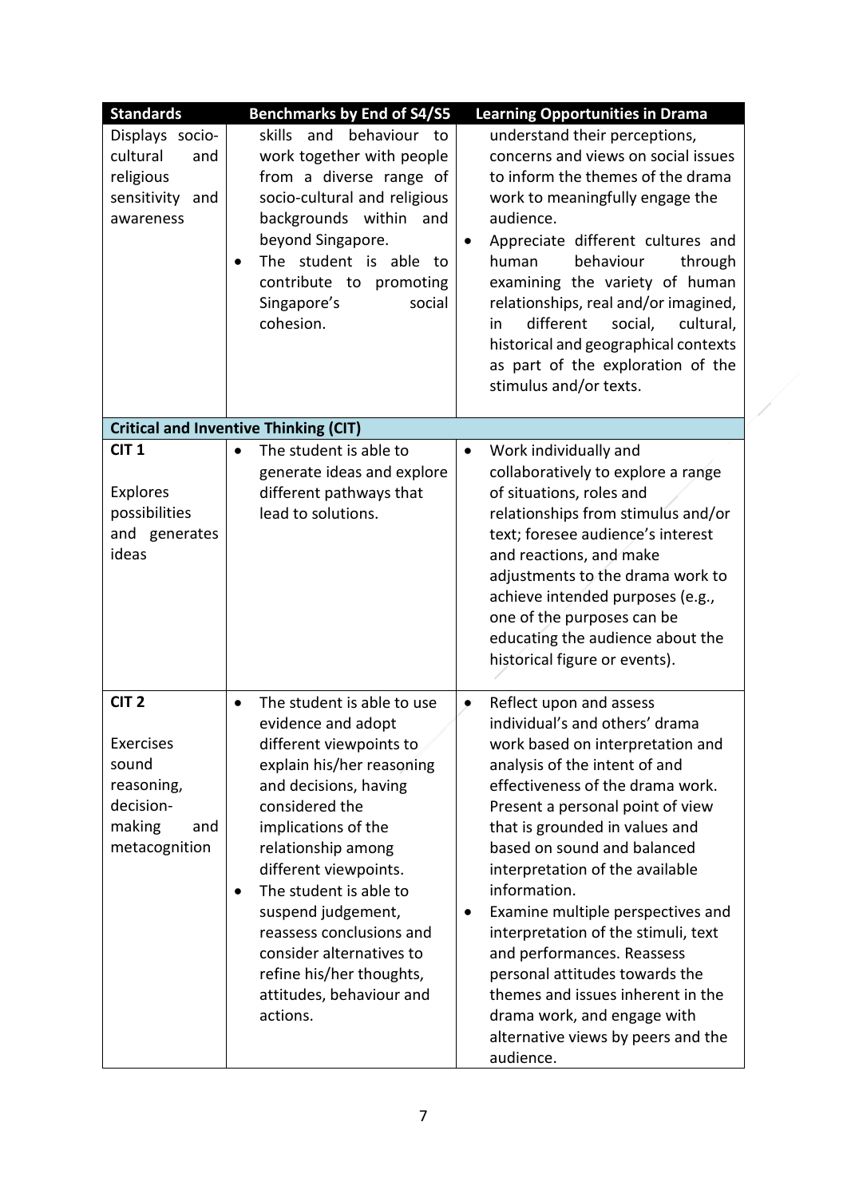| Standards | Benchmarks by End of S4/S5 | Learning Opportunities in Drama |
|---|---|---|
| Displays socio-cultural and religious sensitivity and awareness | skills and behaviour to work together with people from a diverse range of socio-cultural and religious backgrounds within and beyond Singapore.<br>• The student is able to contribute to promoting Singapore's social cohesion. | understand their perceptions, concerns and views on social issues to inform the themes of the drama work to meaningfully engage the audience.<br>• Appreciate different cultures and human behaviour through examining the variety of human relationships, real and/or imagined, in different social, cultural, historical and geographical contexts as part of the exploration of the stimulus and/or texts. |
| **Critical and Inventive Thinking (CIT)** | | |
| **CIT 1**<br><br>Explores possibilities and generates ideas | • The student is able to generate ideas and explore different pathways that lead to solutions. | • Work individually and collaboratively to explore a range of situations, roles and relationships from stimulus and/or text; foresee audience's interest and reactions, and make adjustments to the drama work to achieve intended purposes (e.g., one of the purposes can be educating the audience about the historical figure or events). |
| **CIT 2**<br><br>Exercises sound reasoning, decision-making and metacognition | • The student is able to use evidence and adopt different viewpoints to explain his/her reasoning and decisions, having considered the implications of the relationship among different viewpoints.<br>• The student is able to suspend judgement, reassess conclusions and consider alternatives to refine his/her thoughts, attitudes, behaviour and actions. | • Reflect upon and assess individual's and others' drama work based on interpretation and analysis of the intent of and effectiveness of the drama work. Present a personal point of view that is grounded in values and based on sound and balanced interpretation of the available information.<br>• Examine multiple perspectives and interpretation of the stimuli, text and performances. Reassess personal attitudes towards the themes and issues inherent in the drama work, and engage with alternative views by peers and the audience. |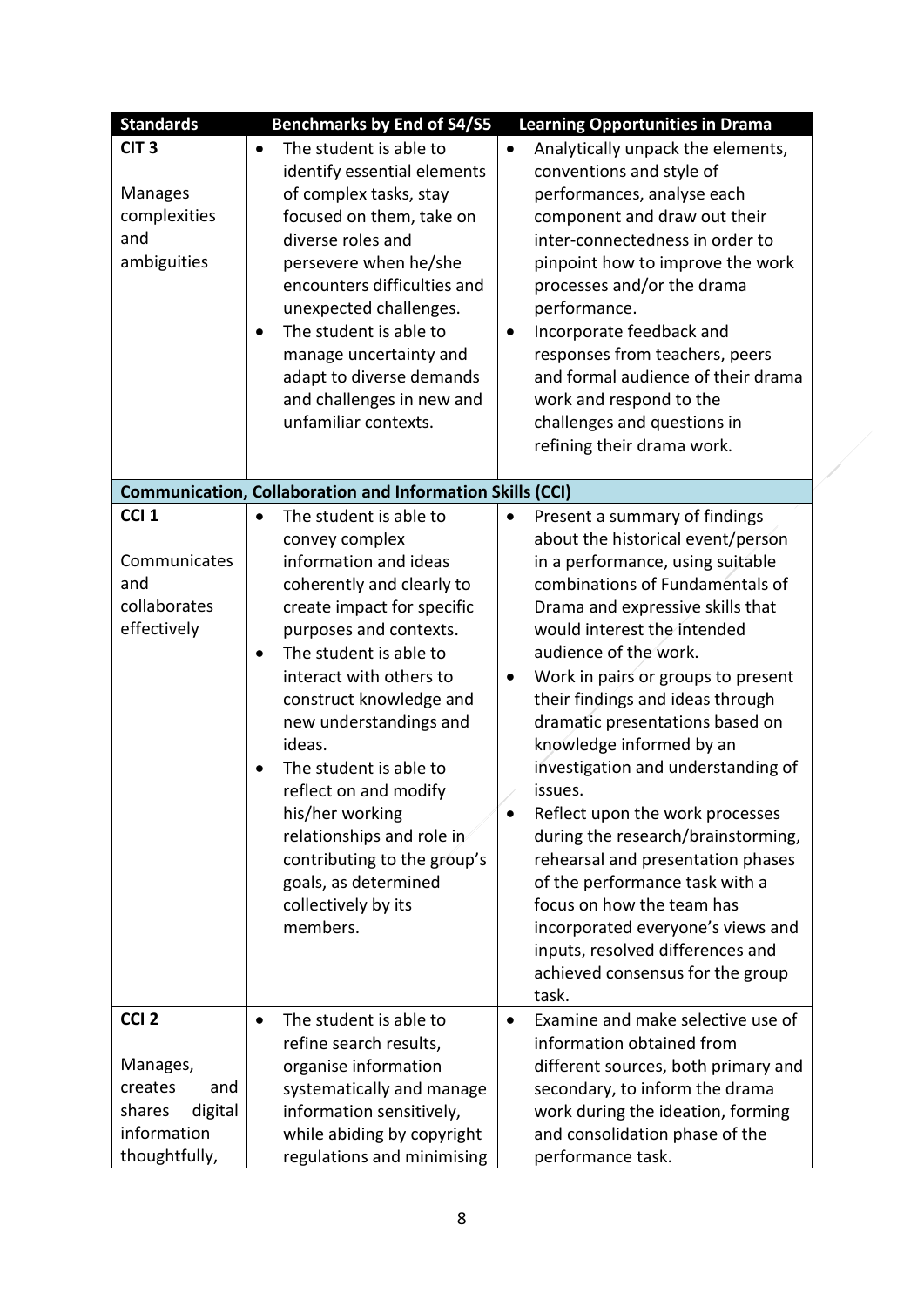| Standards | Benchmarks by End of S4/S5 | Learning Opportunities in Drama |
|---|---|---|
| **CIT 3**<br><br>Manages complexities and ambiguities | • The student is able to identify essential elements of complex tasks, stay focused on them, take on diverse roles and persevere when he/she encounters difficulties and unexpected challenges.<br>• The student is able to manage uncertainty and adapt to diverse demands and challenges in new and unfamiliar contexts. | • Analytically unpack the elements, conventions and style of performances, analyse each component and draw out their inter-connectedness in order to pinpoint how to improve the work processes and/or the drama performance.<br>• Incorporate feedback and responses from teachers, peers and formal audience of their drama work and respond to the challenges and questions in refining their drama work. |
| **Communication, Collaboration and Information Skills (CCI)** | | |
| **CCI 1**<br><br>Communicates and collaborates effectively | • The student is able to convey complex information and ideas coherently and clearly to create impact for specific purposes and contexts.<br>• The student is able to interact with others to construct knowledge and new understandings and ideas.<br>• The student is able to reflect on and modify his/her working relationships and role in contributing to the group's goals, as determined collectively by its members. | • Present a summary of findings about the historical event/person in a performance, using suitable combinations of Fundamentals of Drama and expressive skills that would interest the intended audience of the work.<br>• Work in pairs or groups to present their findings and ideas through dramatic presentations based on knowledge informed by an investigation and understanding of issues.<br>• Reflect upon the work processes during the research/brainstorming, rehearsal and presentation phases of the performance task with a focus on how the team has incorporated everyone's views and inputs, resolved differences and achieved consensus for the group task. |
| **CCI 2**<br><br>Manages, creates and shares digital information thoughtfully, | • The student is able to refine search results, organise information systematically and manage information sensitively, while abiding by copyright regulations and minimising | • Examine and make selective use of information obtained from different sources, both primary and secondary, to inform the drama work during the ideation, forming and consolidation phase of the performance task. |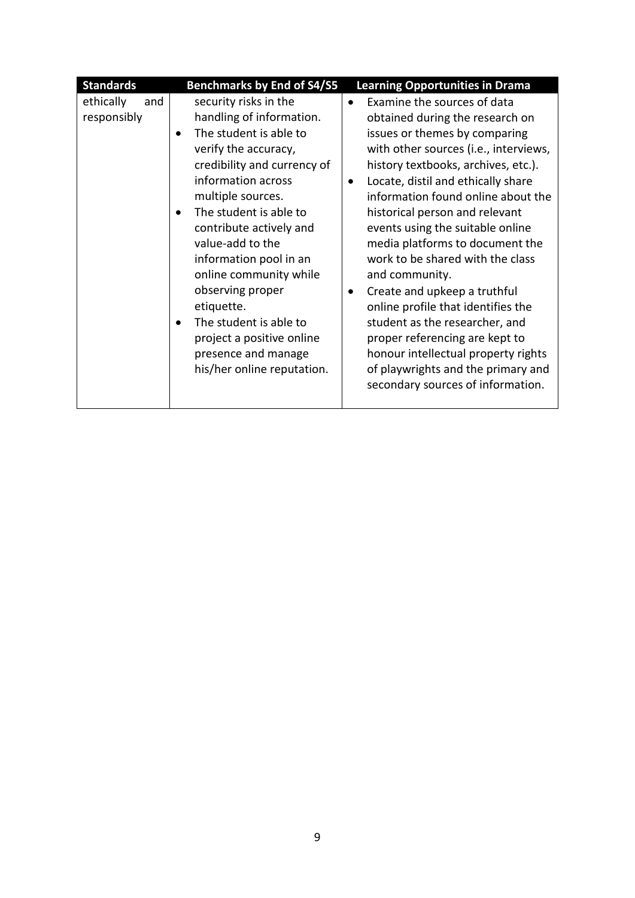| Standards | Benchmarks by End of S4/S5 | Learning Opportunities in Drama |
|---|---|---|
| ethically and responsibly | security risks in the handling of information.<br>• The student is able to verify the accuracy, credibility and currency of information across multiple sources.<br>• The student is able to contribute actively and value-add to the information pool in an online community while observing proper etiquette.<br>• The student is able to project a positive online presence and manage his/her online reputation. | • Examine the sources of data obtained during the research on issues or themes by comparing with other sources (i.e., interviews, history textbooks, archives, etc.).<br>• Locate, distil and ethically share information found online about the historical person and relevant events using the suitable online media platforms to document the work to be shared with the class and community.<br>• Create and upkeep a truthful online profile that identifies the student as the researcher, and proper referencing are kept to honour intellectual property rights of playwrights and the primary and secondary sources of information. |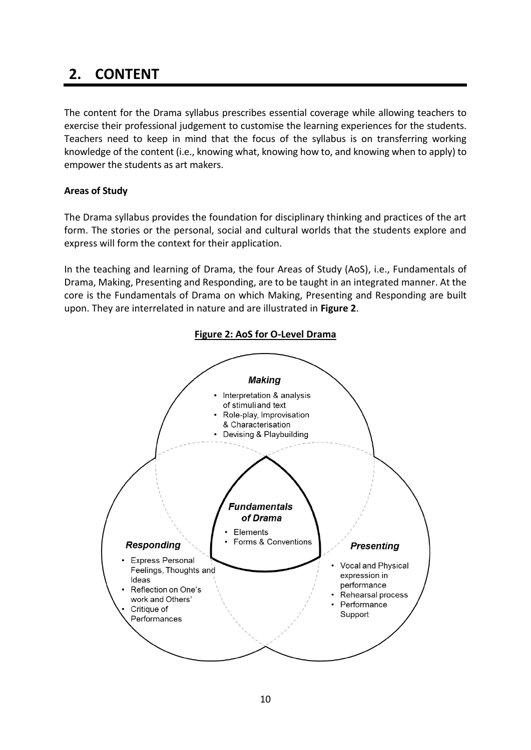## 2. CONTENT

The content for the Drama syllabus prescribes essential coverage while allowing teachers to exercise their professional judgement to customise the learning experiences for the students. Teachers need to keep in mind that the focus of the syllabus is on transferring working knowledge of the content (i.e., knowing what, knowing how to, and knowing when to apply) to empower the students as art makers.

**Areas of Study**

The Drama syllabus provides the foundation for disciplinary thinking and practices of the art form. The stories or the personal, social and cultural worlds that the students explore and express will form the context for their application.

In the teaching and learning of Drama, the four Areas of Study (AoS), i.e., Fundamentals of Drama, Making, Presenting and Responding, are to be taught in an integrated manner. At the core is the Fundamentals of Drama on which Making, Presenting and Responding are built upon. They are interrelated in nature and are illustrated in **Figure 2**.

**Figure 2: AoS for O-Level Drama**

***Making***
- Interpretation & analysis of stimuli and text
- Role-play, Improvisation & Characterisation
- Devising & Playbuilding

***Fundamentals of Drama***
- Elements
- Forms & Conventions

***Responding***
- Express Personal Feelings, Thoughts and Ideas
- Reflection on One's work and Others'
- Critique of Performances

***Presenting***
- Vocal and Physical expression in performance
- Rehearsal process
- Performance Support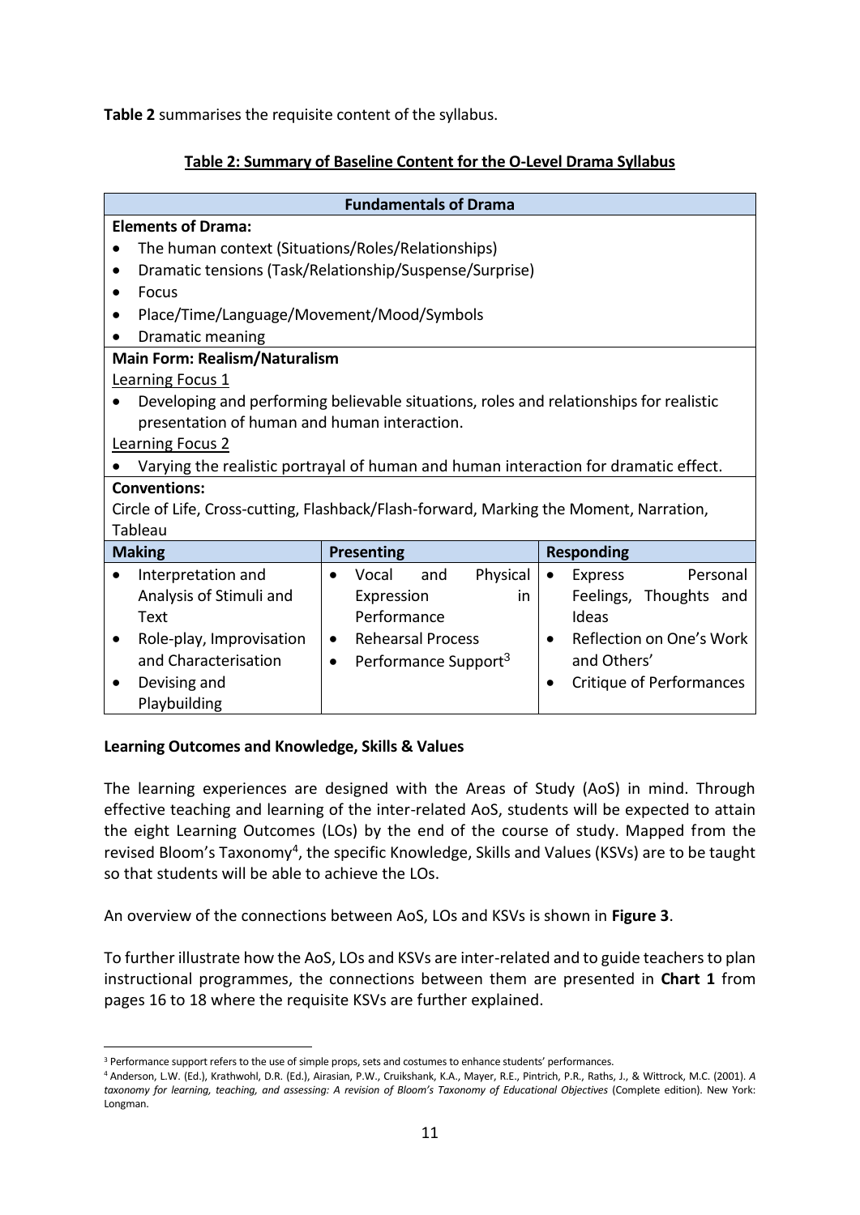**Table 2** summarises the requisite content of the syllabus.

**Table 2: Summary of Baseline Content for the O-Level Drama Syllabus**

| **Fundamentals of Drama** | | |
|---|---|---|
| **Elements of Drama:**<br>• The human context (Situations/Roles/Relationships)<br>• Dramatic tensions (Task/Relationship/Suspense/Surprise)<br>• Focus<br>• Place/Time/Language/Movement/Mood/Symbols<br>• Dramatic meaning | | |
| **Main Form: Realism/Naturalism**<br>Learning Focus 1<br>• Developing and performing believable situations, roles and relationships for realistic presentation of human and human interaction.<br>Learning Focus 2<br>• Varying the realistic portrayal of human and human interaction for dramatic effect. | | |
| **Conventions:**<br>Circle of Life, Cross-cutting, Flashback/Flash-forward, Marking the Moment, Narration, Tableau | | |
| **Making** | **Presenting** | **Responding** |
| • Interpretation and Analysis of Stimuli and Text<br>• Role-play, Improvisation and Characterisation<br>• Devising and Playbuilding | • Vocal and Physical Expression in Performance<br>• Rehearsal Process<br>• Performance Support[3] | • Express Personal Feelings, Thoughts and Ideas<br>• Reflection on One's Work and Others'<br>• Critique of Performances |

**Learning Outcomes and Knowledge, Skills & Values**

The learning experiences are designed with the Areas of Study (AoS) in mind. Through effective teaching and learning of the inter-related AoS, students will be expected to attain the eight Learning Outcomes (LOs) by the end of the course of study. Mapped from the revised Bloom's Taxonomy[4], the specific Knowledge, Skills and Values (KSVs) are to be taught so that students will be able to achieve the LOs.

An overview of the connections between AoS, LOs and KSVs is shown in **Figure 3**.

To further illustrate how the AoS, LOs and KSVs are inter-related and to guide teachers to plan instructional programmes, the connections between them are presented in **Chart 1** from pages 16 to 18 where the requisite KSVs are further explained.

---

[3] Performance support refers to the use of simple props, sets and costumes to enhance students' performances.

[4] Anderson, L.W. (Ed.), Krathwohl, D.R. (Ed.), Airasian, P.W., Cruikshank, K.A., Mayer, R.E., Pintrich, P.R., Raths, J., & Wittrock, M.C. (2001). *A taxonomy for learning, teaching, and assessing: A revision of Bloom's Taxonomy of Educational Objectives* (Complete edition). New York: Longman.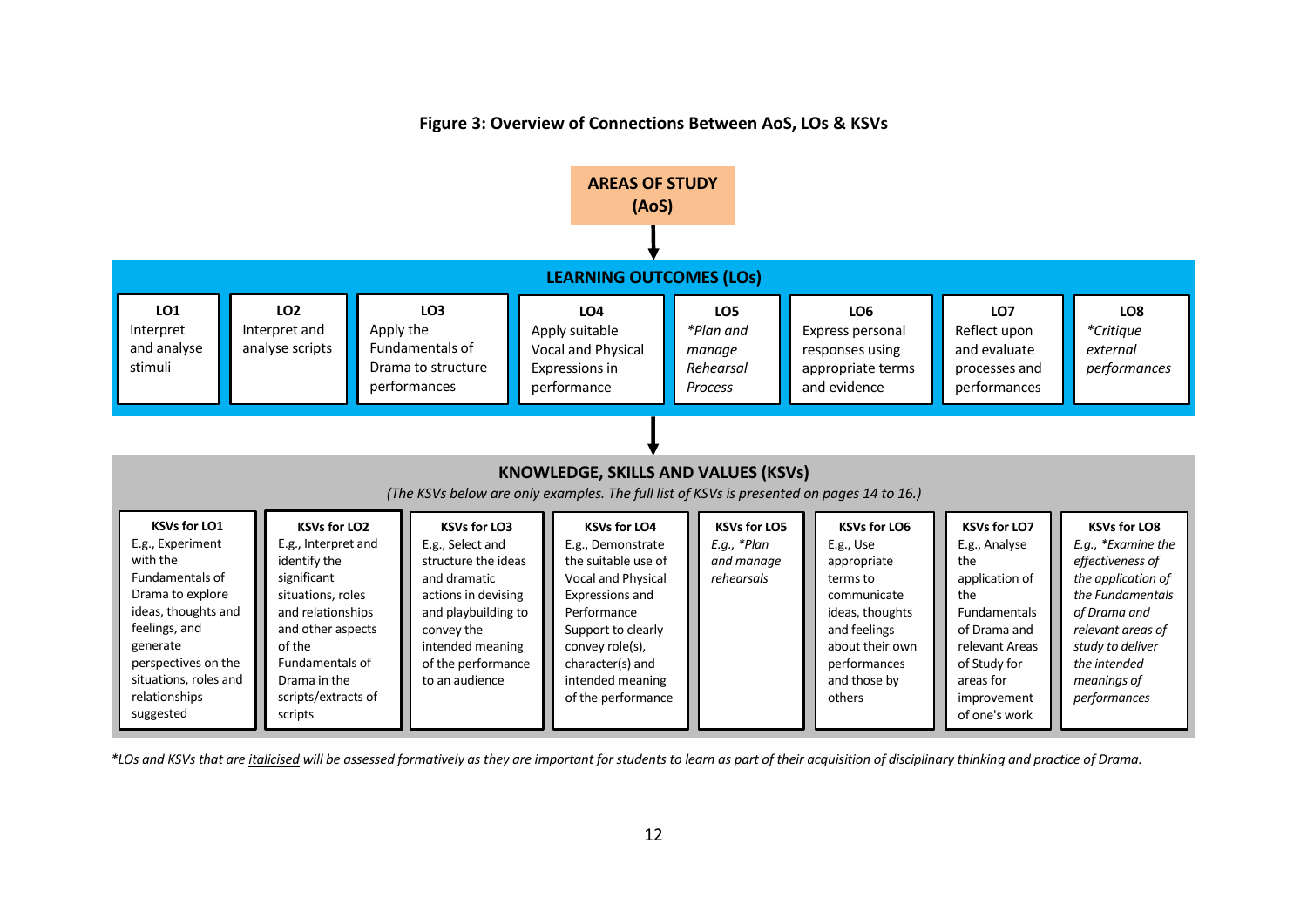**Figure 3: Overview of Connections Between AoS, LOs & KSVs**

**AREAS OF STUDY (AoS)**

↓

**LEARNING OUTCOMES (LOs)**

| LO1 | LO2 | LO3 | LO4 | LO5 | LO6 | LO7 | LO8 |
|---|---|---|---|---|---|---|---|
| Interpret and analyse stimuli | Interpret and analyse scripts | Apply the Fundamentals of Drama to structure performances | Apply suitable Vocal and Physical Expressions in performance | *\*Plan and manage Rehearsal Process* | Express personal responses using appropriate terms and evidence | Reflect upon and evaluate processes and performances | *\*Critique external performances* |

↓

**KNOWLEDGE, SKILLS AND VALUES (KSVs)**

*(The KSVs below are only examples. The full list of KSVs is presented on pages 14 to 16.)*

| KSVs for LO1 | KSVs for LO2 | KSVs for LO3 | KSVs for LO4 | KSVs for LO5 | KSVs for LO6 | KSVs for LO7 | KSVs for LO8 |
|---|---|---|---|---|---|---|---|
| E.g., Experiment with the Fundamentals of Drama to explore ideas, thoughts and feelings, and generate perspectives on the situations, roles and relationships suggested | E.g., Interpret and identify the significant situations, roles and relationships and other aspects of the Fundamentals of Drama in the scripts/extracts of scripts | E.g., Select and structure the ideas and dramatic actions in devising and playbuilding to convey the intended meaning of the performance to an audience | E.g., Demonstrate the suitable use of Vocal and Physical Expressions and Performance Support to clearly convey role(s), character(s) and intended meaning of the performance | *E.g., \*Plan and manage rehearsals* | E.g., Use appropriate terms to communicate ideas, thoughts and feelings about their own performances and those by others | E.g., Analyse the application of the Fundamentals of Drama and relevant Areas of Study for areas for improvement of one's work | *E.g., \*Examine the effectiveness of the application of the Fundamentals of Drama and relevant areas of study to deliver the intended meanings of performances* |

*\*LOs and KSVs that are <u>italicised</u> will be assessed formatively as they are important for students to learn as part of their acquisition of disciplinary thinking and practice of Drama.*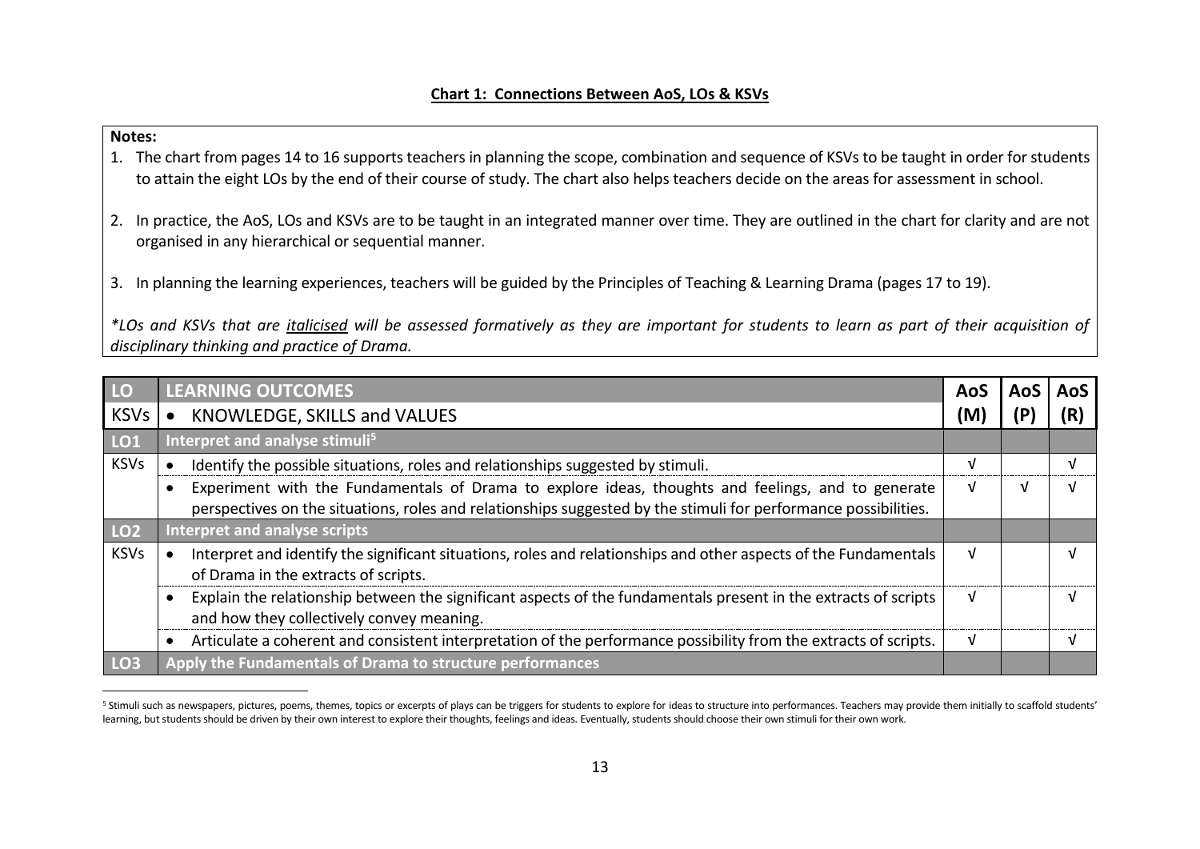## Chart 1: Connections Between AoS, LOs & KSVs

**Notes:**

1. The chart from pages 14 to 16 supports teachers in planning the scope, combination and sequence of KSVs to be taught in order for students to attain the eight LOs by the end of their course of study. The chart also helps teachers decide on the areas for assessment in school.
2. In practice, the AoS, LOs and KSVs are to be taught in an integrated manner over time. They are outlined in the chart for clarity and are not organised in any hierarchical or sequential manner.
3. In planning the learning experiences, teachers will be guided by the Principles of Teaching & Learning Drama (pages 17 to 19).

*\*LOs and KSVs that are italicised will be assessed formatively as they are important for students to learn as part of their acquisition of disciplinary thinking and practice of Drama.*

| LO / KSVs | LEARNING OUTCOMES / • KNOWLEDGE, SKILLS and VALUES | AoS (M) | AoS (P) | AoS (R) |
|---|---|---|---|---|
| **LO1** | **Interpret and analyse stimuli[5]** | | | |
| KSVs | • Identify the possible situations, roles and relationships suggested by stimuli. | √ | | √ |
| | • Experiment with the Fundamentals of Drama to explore ideas, thoughts and feelings, and to generate perspectives on the situations, roles and relationships suggested by the stimuli for performance possibilities. | √ | √ | √ |
| **LO2** | **Interpret and analyse scripts** | | | |
| KSVs | • Interpret and identify the significant situations, roles and relationships and other aspects of the Fundamentals of Drama in the extracts of scripts. | √ | | √ |
| | • Explain the relationship between the significant aspects of the fundamentals present in the extracts of scripts and how they collectively convey meaning. | √ | | √ |
| | • Articulate a coherent and consistent interpretation of the performance possibility from the extracts of scripts. | √ | | √ |
| **LO3** | **Apply the Fundamentals of Drama to structure performances** | | | |

[5] Stimuli such as newspapers, pictures, poems, themes, topics or excerpts of plays can be triggers for students to explore for ideas to structure into performances. Teachers may provide them initially to scaffold students' learning, but students should be driven by their own interest to explore their thoughts, feelings and ideas. Eventually, students should choose their own stimuli for their own work.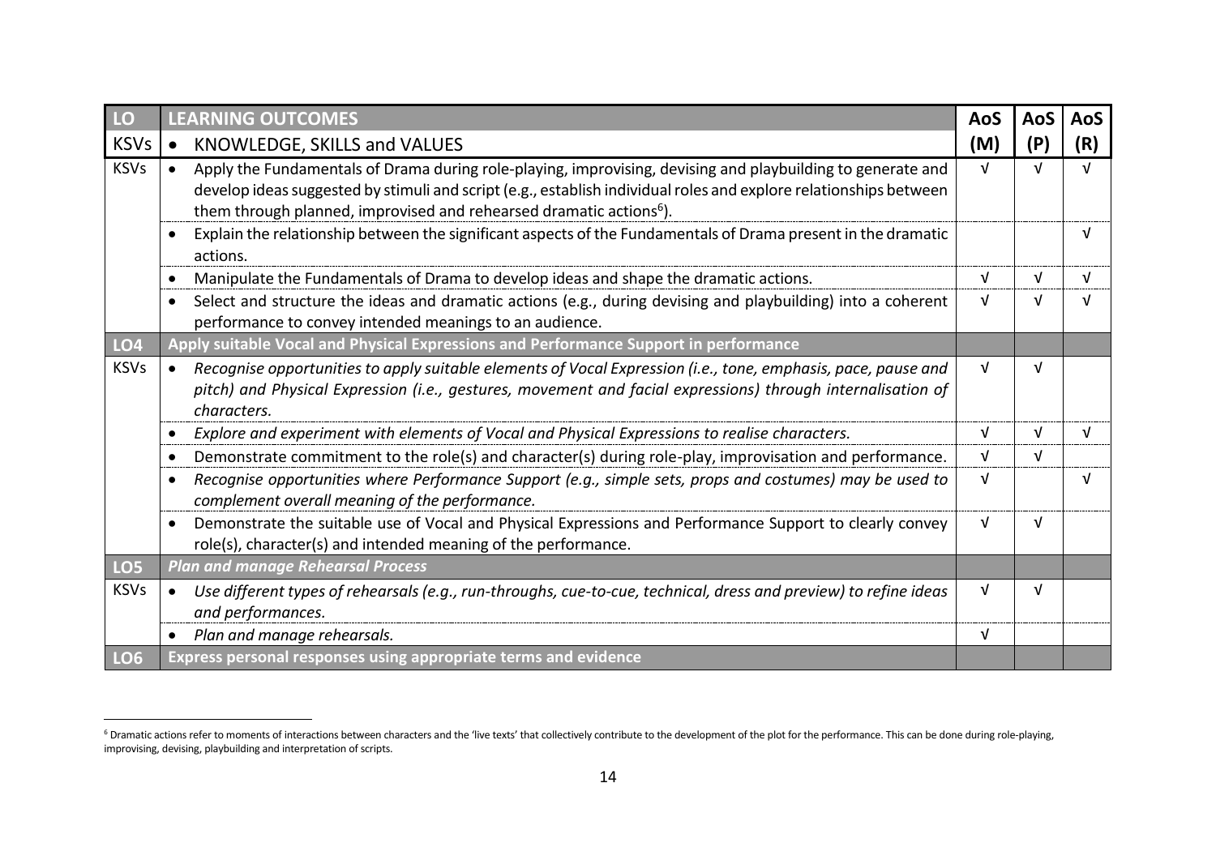| LO | LEARNING OUTCOMES | AoS | AoS | AoS |
|---|---|---|---|---|
| KSVs | • KNOWLEDGE, SKILLS and VALUES | (M) | (P) | (R) |
| KSVs | • Apply the Fundamentals of Drama during role-playing, improvising, devising and playbuilding to generate and develop ideas suggested by stimuli and script (e.g., establish individual roles and explore relationships between them through planned, improvised and rehearsed dramatic actions[6]). | √ | √ | √ |
| | • Explain the relationship between the significant aspects of the Fundamentals of Drama present in the dramatic actions. | | | √ |
| | • Manipulate the Fundamentals of Drama to develop ideas and shape the dramatic actions. | √ | √ | √ |
| | • Select and structure the ideas and dramatic actions (e.g., during devising and playbuilding) into a coherent performance to convey intended meanings to an audience. | √ | √ | √ |
| **LO4** | **Apply suitable Vocal and Physical Expressions and Performance Support in performance** | | | |
| KSVs | • *Recognise opportunities to apply suitable elements of Vocal Expression (i.e., tone, emphasis, pace, pause and pitch) and Physical Expression (i.e., gestures, movement and facial expressions) through internalisation of characters.* | √ | √ | |
| | • *Explore and experiment with elements of Vocal and Physical Expressions to realise characters.* | √ | √ | √ |
| | • Demonstrate commitment to the role(s) and character(s) during role-play, improvisation and performance. | √ | √ | |
| | • *Recognise opportunities where Performance Support (e.g., simple sets, props and costumes) may be used to complement overall meaning of the performance.* | √ | | √ |
| | • Demonstrate the suitable use of Vocal and Physical Expressions and Performance Support to clearly convey role(s), character(s) and intended meaning of the performance. | √ | √ | |
| **LO5** | ***Plan and manage Rehearsal Process*** | | | |
| KSVs | • *Use different types of rehearsals (e.g., run-throughs, cue-to-cue, technical, dress and preview) to refine ideas and performances.* | √ | √ | |
| | • *Plan and manage rehearsals.* | √ | | |
| **LO6** | **Express personal responses using appropriate terms and evidence** | | | |

[6] Dramatic actions refer to moments of interactions between characters and the 'live texts' that collectively contribute to the development of the plot for the performance. This can be done during role-playing, improvising, devising, playbuilding and interpretation of scripts.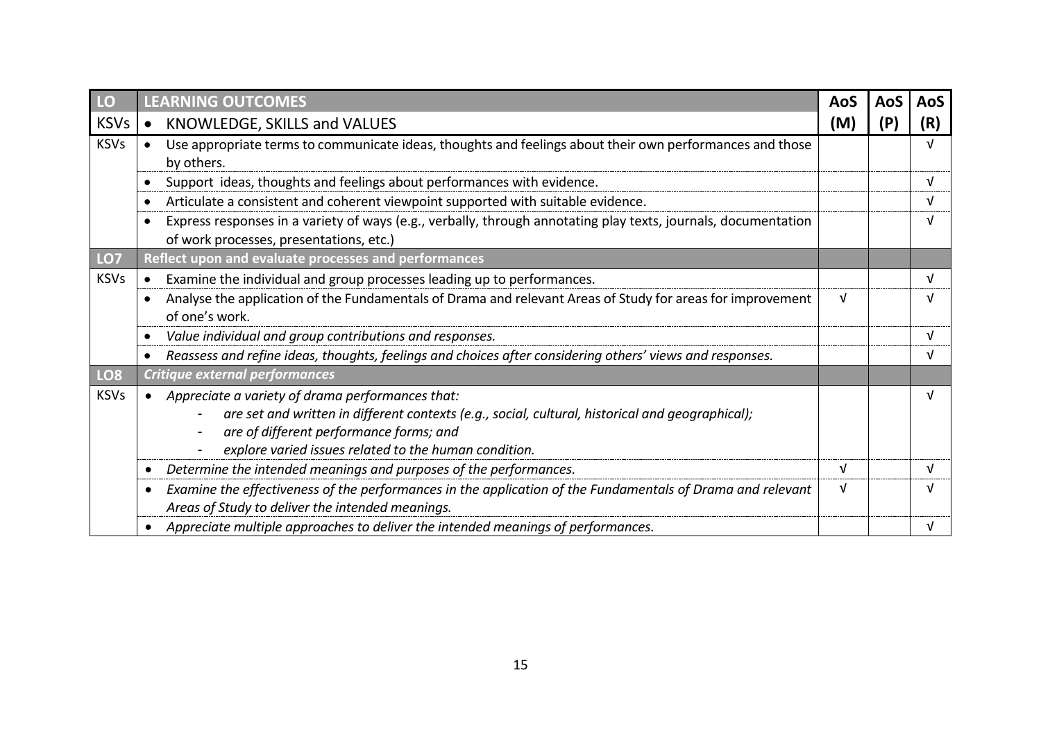| LO | LEARNING OUTCOMES | AoS | AoS | AoS |
|---|---|---|---|---|
| KSVs | • KNOWLEDGE, SKILLS and VALUES | (M) | (P) | (R) |
| KSVs | • Use appropriate terms to communicate ideas, thoughts and feelings about their own performances and those by others. | | | √ |
| | • Support ideas, thoughts and feelings about performances with evidence. | | | √ |
| | • Articulate a consistent and coherent viewpoint supported with suitable evidence. | | | √ |
| | • Express responses in a variety of ways (e.g., verbally, through annotating play texts, journals, documentation of work processes, presentations, etc.) | | | √ |
| **LO7** | **Reflect upon and evaluate processes and performances** | | | |
| KSVs | • Examine the individual and group processes leading up to performances. | | | √ |
| | • Analyse the application of the Fundamentals of Drama and relevant Areas of Study for areas for improvement of one's work. | √ | | √ |
| | • *Value individual and group contributions and responses.* | | | √ |
| | • *Reassess and refine ideas, thoughts, feelings and choices after considering others' views and responses.* | | | √ |
| **LO8** | ***Critique external performances*** | | | |
| KSVs | • *Appreciate a variety of drama performances that:*<br>- *are set and written in different contexts (e.g., social, cultural, historical and geographical);*<br>- *are of different performance forms; and*<br>- *explore varied issues related to the human condition.* | | | √ |
| | • *Determine the intended meanings and purposes of the performances.* | √ | | √ |
| | • *Examine the effectiveness of the performances in the application of the Fundamentals of Drama and relevant Areas of Study to deliver the intended meanings.* | √ | | √ |
| | • *Appreciate multiple approaches to deliver the intended meanings of performances.* | | | √ |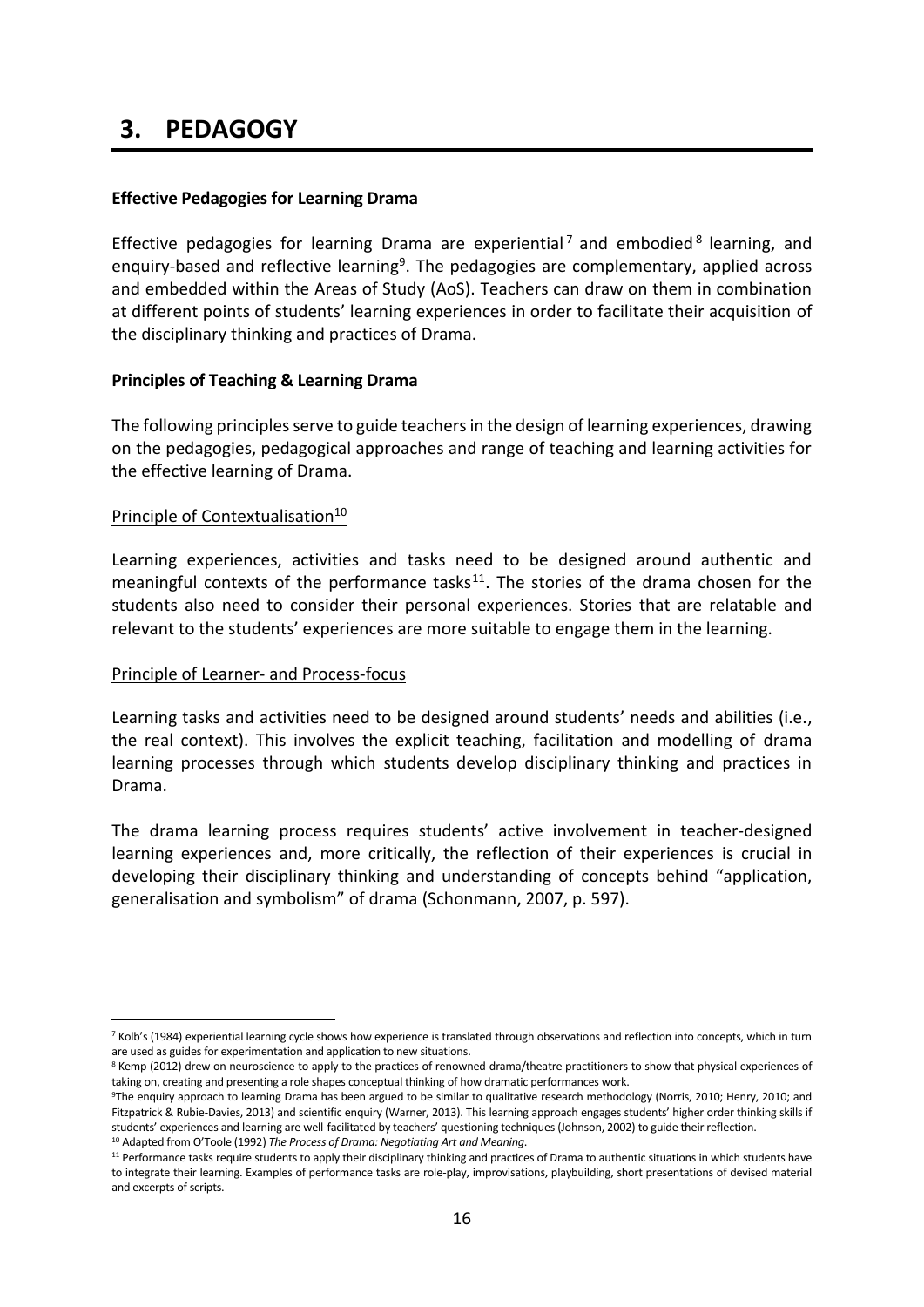# 3. PEDAGOGY

**Effective Pedagogies for Learning Drama**

Effective pedagogies for learning Drama are experiential[7] and embodied[8] learning, and enquiry-based and reflective learning[9]. The pedagogies are complementary, applied across and embedded within the Areas of Study (AoS). Teachers can draw on them in combination at different points of students' learning experiences in order to facilitate their acquisition of the disciplinary thinking and practices of Drama.

**Principles of Teaching & Learning Drama**

The following principles serve to guide teachers in the design of learning experiences, drawing on the pedagogies, pedagogical approaches and range of teaching and learning activities for the effective learning of Drama.

<u>Principle of Contextualisation[10]</u>

Learning experiences, activities and tasks need to be designed around authentic and meaningful contexts of the performance tasks[11]. The stories of the drama chosen for the students also need to consider their personal experiences. Stories that are relatable and relevant to the students' experiences are more suitable to engage them in the learning.

<u>Principle of Learner- and Process-focus</u>

Learning tasks and activities need to be designed around students' needs and abilities (i.e., the real context). This involves the explicit teaching, facilitation and modelling of drama learning processes through which students develop disciplinary thinking and practices in Drama.

The drama learning process requires students' active involvement in teacher-designed learning experiences and, more critically, the reflection of their experiences is crucial in developing their disciplinary thinking and understanding of concepts behind "application, generalisation and symbolism" of drama (Schonmann, 2007, p. 597).

---

[7] Kolb's (1984) experiential learning cycle shows how experience is translated through observations and reflection into concepts, which in turn are used as guides for experimentation and application to new situations.

[8] Kemp (2012) drew on neuroscience to apply to the practices of renowned drama/theatre practitioners to show that physical experiences of taking on, creating and presenting a role shapes conceptual thinking of how dramatic performances work.

[9] The enquiry approach to learning Drama has been argued to be similar to qualitative research methodology (Norris, 2010; Henry, 2010; and Fitzpatrick & Rubie-Davies, 2013) and scientific enquiry (Warner, 2013). This learning approach engages students' higher order thinking skills if students' experiences and learning are well-facilitated by teachers' questioning techniques (Johnson, 2002) to guide their reflection.

[10] Adapted from O'Toole (1992) *The Process of Drama: Negotiating Art and Meaning*.

[11] Performance tasks require students to apply their disciplinary thinking and practices of Drama to authentic situations in which students have to integrate their learning. Examples of performance tasks are role-play, improvisations, playbuilding, short presentations of devised material and excerpts of scripts.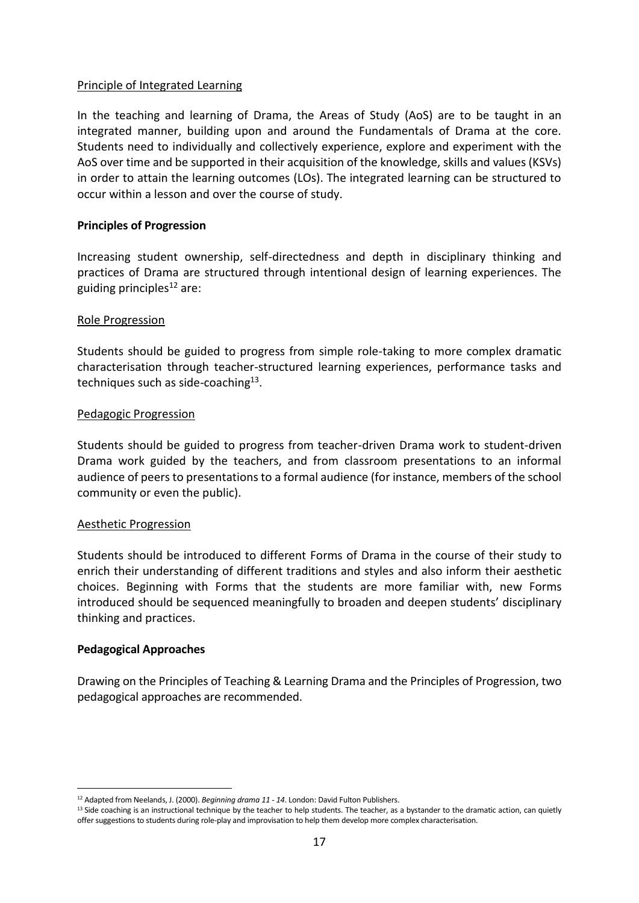Principle of Integrated Learning

In the teaching and learning of Drama, the Areas of Study (AoS) are to be taught in an integrated manner, building upon and around the Fundamentals of Drama at the core. Students need to individually and collectively experience, explore and experiment with the AoS over time and be supported in their acquisition of the knowledge, skills and values (KSVs) in order to attain the learning outcomes (LOs). The integrated learning can be structured to occur within a lesson and over the course of study.

**Principles of Progression**

Increasing student ownership, self-directedness and depth in disciplinary thinking and practices of Drama are structured through intentional design of learning experiences. The guiding principles[12] are:

Role Progression

Students should be guided to progress from simple role-taking to more complex dramatic characterisation through teacher-structured learning experiences, performance tasks and techniques such as side-coaching[13].

Pedagogic Progression

Students should be guided to progress from teacher-driven Drama work to student-driven Drama work guided by the teachers, and from classroom presentations to an informal audience of peers to presentations to a formal audience (for instance, members of the school community or even the public).

Aesthetic Progression

Students should be introduced to different Forms of Drama in the course of their study to enrich their understanding of different traditions and styles and also inform their aesthetic choices. Beginning with Forms that the students are more familiar with, new Forms introduced should be sequenced meaningfully to broaden and deepen students' disciplinary thinking and practices.

**Pedagogical Approaches**

Drawing on the Principles of Teaching & Learning Drama and the Principles of Progression, two pedagogical approaches are recommended.

---

[12] Adapted from Neelands, J. (2000). *Beginning drama 11 - 14*. London: David Fulton Publishers.

[13] Side coaching is an instructional technique by the teacher to help students. The teacher, as a bystander to the dramatic action, can quietly offer suggestions to students during role-play and improvisation to help them develop more complex characterisation.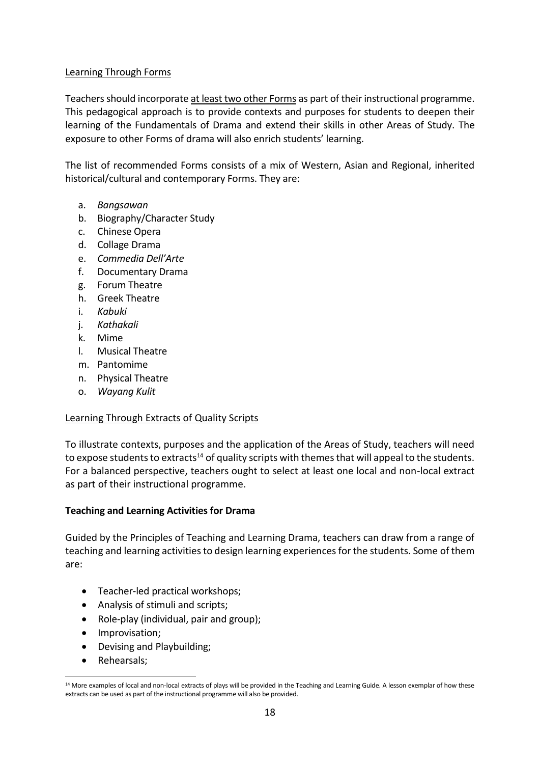Learning Through Forms

Teachers should incorporate at least two other Forms as part of their instructional programme. This pedagogical approach is to provide contexts and purposes for students to deepen their learning of the Fundamentals of Drama and extend their skills in other Areas of Study. The exposure to other Forms of drama will also enrich students' learning.

The list of recommended Forms consists of a mix of Western, Asian and Regional, inherited historical/cultural and contemporary Forms. They are:

a. *Bangsawan*
b. Biography/Character Study
c. Chinese Opera
d. Collage Drama
e. *Commedia Dell'Arte*
f. Documentary Drama
g. Forum Theatre
h. Greek Theatre
i. *Kabuki*
j. *Kathakali*
k. Mime
l. Musical Theatre
m. Pantomime
n. Physical Theatre
o. *Wayang Kulit*

Learning Through Extracts of Quality Scripts

To illustrate contexts, purposes and the application of the Areas of Study, teachers will need to expose students to extracts[14] of quality scripts with themes that will appeal to the students. For a balanced perspective, teachers ought to select at least one local and non-local extract as part of their instructional programme.

**Teaching and Learning Activities for Drama**

Guided by the Principles of Teaching and Learning Drama, teachers can draw from a range of teaching and learning activities to design learning experiences for the students. Some of them are:

- Teacher-led practical workshops;
- Analysis of stimuli and scripts;
- Role-play (individual, pair and group);
- Improvisation;
- Devising and Playbuilding;
- Rehearsals;

[14] More examples of local and non-local extracts of plays will be provided in the Teaching and Learning Guide. A lesson exemplar of how these extracts can be used as part of the instructional programme will also be provided.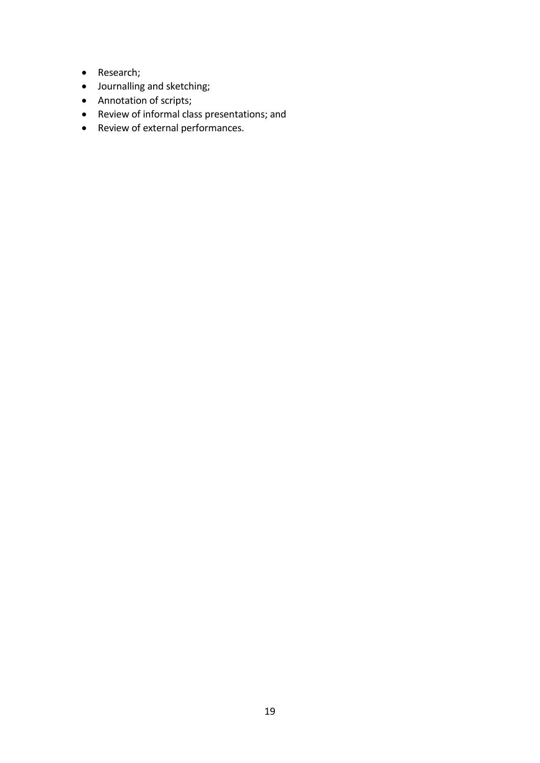- Research;
- Journalling and sketching;
- Annotation of scripts;
- Review of informal class presentations; and
- Review of external performances.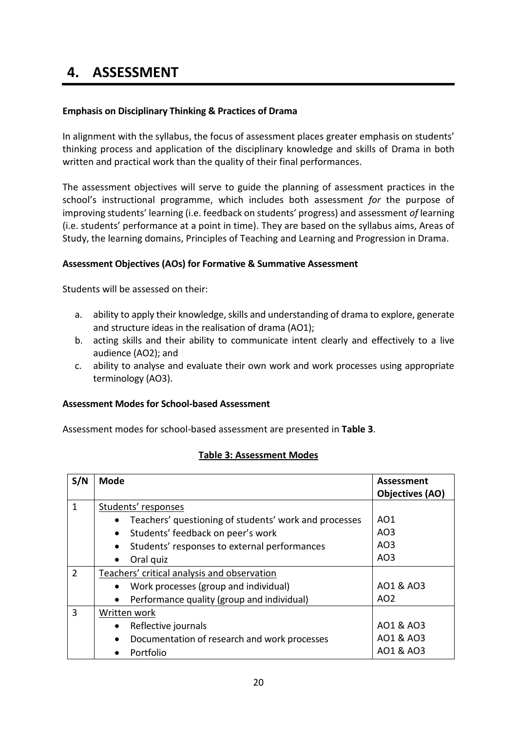# 4. ASSESSMENT

**Emphasis on Disciplinary Thinking & Practices of Drama**

In alignment with the syllabus, the focus of assessment places greater emphasis on students' thinking process and application of the disciplinary knowledge and skills of Drama in both written and practical work than the quality of their final performances.

The assessment objectives will serve to guide the planning of assessment practices in the school's instructional programme, which includes both assessment *for* the purpose of improving students' learning (i.e. feedback on students' progress) and assessment *of* learning (i.e. students' performance at a point in time). They are based on the syllabus aims, Areas of Study, the learning domains, Principles of Teaching and Learning and Progression in Drama.

**Assessment Objectives (AOs) for Formative & Summative Assessment**

Students will be assessed on their:

a. ability to apply their knowledge, skills and understanding of drama to explore, generate and structure ideas in the realisation of drama (AO1);
b. acting skills and their ability to communicate intent clearly and effectively to a live audience (AO2); and
c. ability to analyse and evaluate their own work and work processes using appropriate terminology (AO3).

**Assessment Modes for School-based Assessment**

Assessment modes for school-based assessment are presented in **Table 3**.

**Table 3: Assessment Modes**

| S/N | Mode | Assessment Objectives (AO) |
|---|---|---|
| 1 | Students' responses | |
| | • Teachers' questioning of students' work and processes | AO1 |
| | • Students' feedback on peer's work | AO3 |
| | • Students' responses to external performances | AO3 |
| | • Oral quiz | AO3 |
| 2 | Teachers' critical analysis and observation | |
| | • Work processes (group and individual) | AO1 & AO3 |
| | • Performance quality (group and individual) | AO2 |
| 3 | Written work | |
| | • Reflective journals | AO1 & AO3 |
| | • Documentation of research and work processes | AO1 & AO3 |
| | • Portfolio | AO1 & AO3 |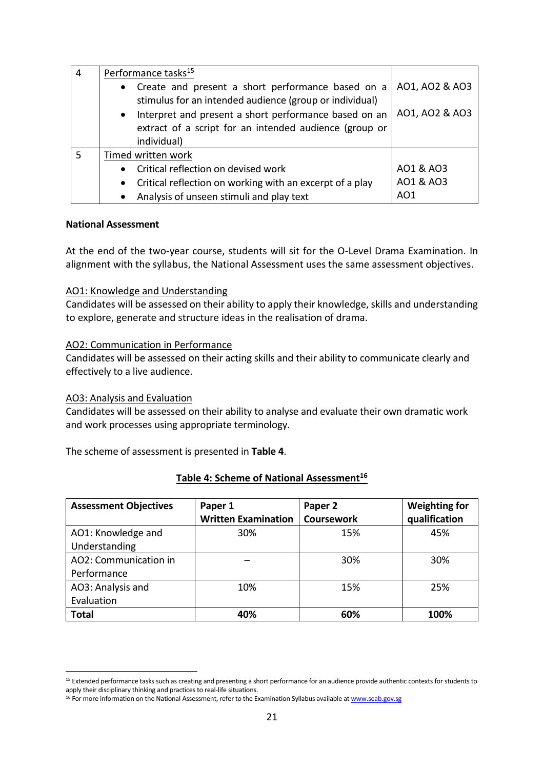| 4 | Performance tasks[15]<br>• Create and present a short performance based on a stimulus for an intended audience (group or individual)<br>• Interpret and present a short performance based on an extract of a script for an intended audience (group or individual) | AO1, AO2 & AO3<br><br>AO1, AO2 & AO3 |
|---|---|---|
| 5 | Timed written work<br>• Critical reflection on devised work<br>• Critical reflection on working with an excerpt of a play<br>• Analysis of unseen stimuli and play text | AO1 & AO3<br>AO1 & AO3<br>AO1 |

**National Assessment**

At the end of the two-year course, students will sit for the O-Level Drama Examination. In alignment with the syllabus, the National Assessment uses the same assessment objectives.

AO1: Knowledge and Understanding
Candidates will be assessed on their ability to apply their knowledge, skills and understanding to explore, generate and structure ideas in the realisation of drama.

AO2: Communication in Performance
Candidates will be assessed on their acting skills and their ability to communicate clearly and effectively to a live audience.

AO3: Analysis and Evaluation
Candidates will be assessed on their ability to analyse and evaluate their own dramatic work and work processes using appropriate terminology.

The scheme of assessment is presented in **Table 4**.

**Table 4: Scheme of National Assessment[16]**

| Assessment Objectives | Paper 1 Written Examination | Paper 2 Coursework | Weighting for qualification |
|---|---|---|---|
| AO1: Knowledge and Understanding | 30% | 15% | 45% |
| AO2: Communication in Performance | – | 30% | 30% |
| AO3: Analysis and Evaluation | 10% | 15% | 25% |
| **Total** | **40%** | **60%** | **100%** |

[15] Extended performance tasks such as creating and presenting a short performance for an audience provide authentic contexts for students to apply their disciplinary thinking and practices to real-life situations.
[16] For more information on the National Assessment, refer to the Examination Syllabus available at www.seab.gov.sg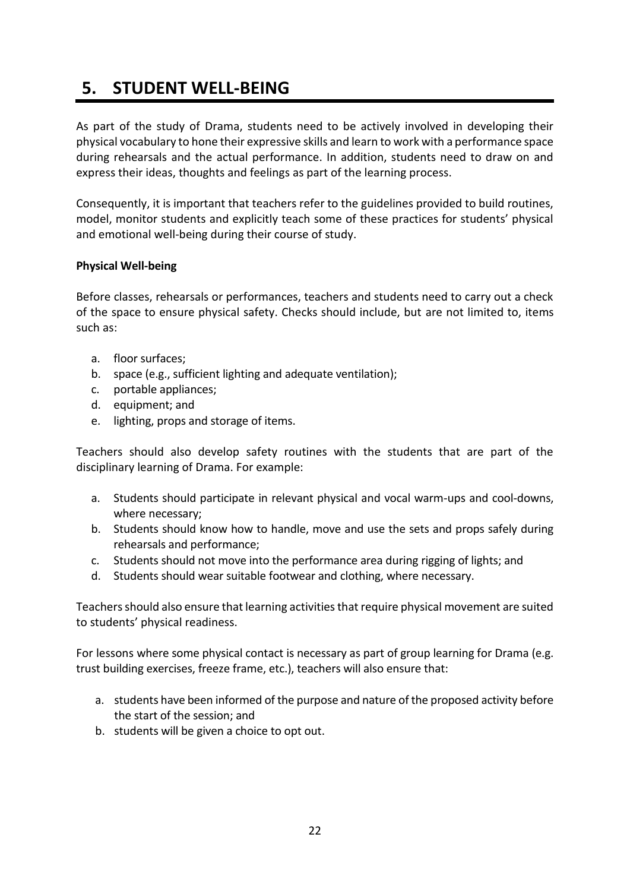# 5. STUDENT WELL-BEING

As part of the study of Drama, students need to be actively involved in developing their physical vocabulary to hone their expressive skills and learn to work with a performance space during rehearsals and the actual performance. In addition, students need to draw on and express their ideas, thoughts and feelings as part of the learning process.

Consequently, it is important that teachers refer to the guidelines provided to build routines, model, monitor students and explicitly teach some of these practices for students' physical and emotional well-being during their course of study.

**Physical Well-being**

Before classes, rehearsals or performances, teachers and students need to carry out a check of the space to ensure physical safety. Checks should include, but are not limited to, items such as:

a. floor surfaces;
b. space (e.g., sufficient lighting and adequate ventilation);
c. portable appliances;
d. equipment; and
e. lighting, props and storage of items.

Teachers should also develop safety routines with the students that are part of the disciplinary learning of Drama. For example:

a. Students should participate in relevant physical and vocal warm-ups and cool-downs, where necessary;
b. Students should know how to handle, move and use the sets and props safely during rehearsals and performance;
c. Students should not move into the performance area during rigging of lights; and
d. Students should wear suitable footwear and clothing, where necessary.

Teachers should also ensure that learning activities that require physical movement are suited to students' physical readiness.

For lessons where some physical contact is necessary as part of group learning for Drama (e.g. trust building exercises, freeze frame, etc.), teachers will also ensure that:

a. students have been informed of the purpose and nature of the proposed activity before the start of the session; and
b. students will be given a choice to opt out.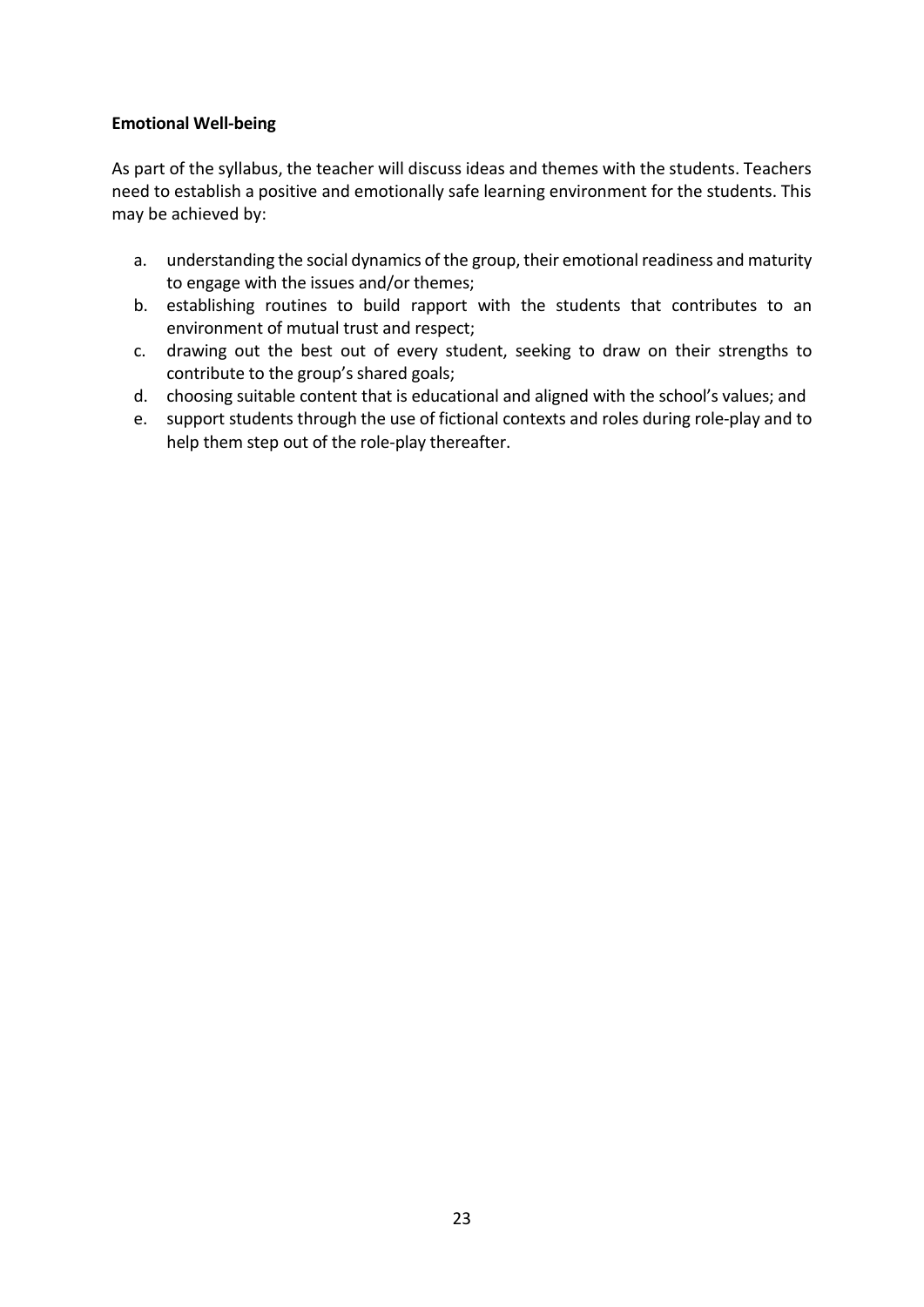**Emotional Well-being**

As part of the syllabus, the teacher will discuss ideas and themes with the students. Teachers need to establish a positive and emotionally safe learning environment for the students. This may be achieved by:

a. understanding the social dynamics of the group, their emotional readiness and maturity to engage with the issues and/or themes;
b. establishing routines to build rapport with the students that contributes to an environment of mutual trust and respect;
c. drawing out the best out of every student, seeking to draw on their strengths to contribute to the group's shared goals;
d. choosing suitable content that is educational and aligned with the school's values; and
e. support students through the use of fictional contexts and roles during role-play and to help them step out of the role-play thereafter.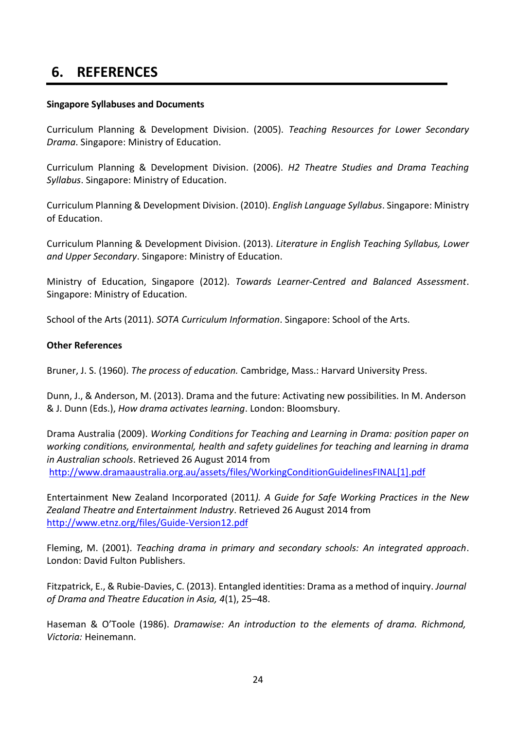# 6. REFERENCES

**Singapore Syllabuses and Documents**

Curriculum Planning & Development Division. (2005). *Teaching Resources for Lower Secondary Drama*. Singapore: Ministry of Education.

Curriculum Planning & Development Division. (2006). *H2 Theatre Studies and Drama Teaching Syllabus*. Singapore: Ministry of Education.

Curriculum Planning & Development Division. (2010). *English Language Syllabus*. Singapore: Ministry of Education.

Curriculum Planning & Development Division. (2013). *Literature in English Teaching Syllabus, Lower and Upper Secondary*. Singapore: Ministry of Education.

Ministry of Education, Singapore (2012). *Towards Learner-Centred and Balanced Assessment*. Singapore: Ministry of Education.

School of the Arts (2011). *SOTA Curriculum Information*. Singapore: School of the Arts.

**Other References**

Bruner, J. S. (1960). *The process of education.* Cambridge, Mass.: Harvard University Press.

Dunn, J., & Anderson, M. (2013). Drama and the future: Activating new possibilities. In M. Anderson & J. Dunn (Eds.), *How drama activates learning*. London: Bloomsbury.

Drama Australia (2009). *Working Conditions for Teaching and Learning in Drama: position paper on working conditions, environmental, health and safety guidelines for teaching and learning in drama in Australian schools*. Retrieved 26 August 2014 from http://www.dramaaustralia.org.au/assets/files/WorkingConditionGuidelinesFINAL[1].pdf

Entertainment New Zealand Incorporated (2011*). A Guide for Safe Working Practices in the New Zealand Theatre and Entertainment Industry*. Retrieved 26 August 2014 from http://www.etnz.org/files/Guide-Version12.pdf

Fleming, M. (2001). *Teaching drama in primary and secondary schools: An integrated approach*. London: David Fulton Publishers.

Fitzpatrick, E., & Rubie-Davies, C. (2013). Entangled identities: Drama as a method of inquiry. *Journal of Drama and Theatre Education in Asia, 4*(1), 25–48.

Haseman & O'Toole (1986). *Dramawise: An introduction to the elements of drama. Richmond, Victoria:* Heinemann.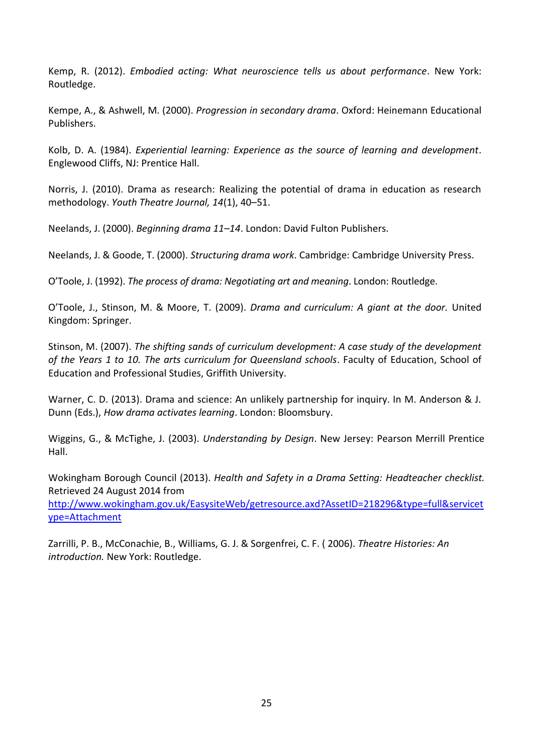Kemp, R. (2012). *Embodied acting: What neuroscience tells us about performance*. New York: Routledge.

Kempe, A., & Ashwell, M. (2000). *Progression in secondary drama*. Oxford: Heinemann Educational Publishers.

Kolb, D. A. (1984). *Experiential learning: Experience as the source of learning and development*. Englewood Cliffs, NJ: Prentice Hall.

Norris, J. (2010). Drama as research: Realizing the potential of drama in education as research methodology. *Youth Theatre Journal, 14*(1), 40–51.

Neelands, J. (2000). *Beginning drama 11–14*. London: David Fulton Publishers.

Neelands, J. & Goode, T. (2000). *Structuring drama work*. Cambridge: Cambridge University Press.

O'Toole, J. (1992). *The process of drama: Negotiating art and meaning*. London: Routledge.

O'Toole, J., Stinson, M. & Moore, T. (2009). *Drama and curriculum: A giant at the door.* United Kingdom: Springer.

Stinson, M. (2007). *The shifting sands of curriculum development: A case study of the development of the Years 1 to 10. The arts curriculum for Queensland schools*. Faculty of Education, School of Education and Professional Studies, Griffith University.

Warner, C. D. (2013). Drama and science: An unlikely partnership for inquiry. In M. Anderson & J. Dunn (Eds.), *How drama activates learning*. London: Bloomsbury.

Wiggins, G., & McTighe, J. (2003). *Understanding by Design*. New Jersey: Pearson Merrill Prentice Hall.

Wokingham Borough Council (2013). *Health and Safety in a Drama Setting: Headteacher checklist.* Retrieved 24 August 2014 from http://www.wokingham.gov.uk/EasysiteWeb/getresource.axd?AssetID=218296&type=full&servicetype=Attachment

Zarrilli, P. B., McConachie, B., Williams, G. J. & Sorgenfrei, C. F. ( 2006). *Theatre Histories: An introduction.* New York: Routledge.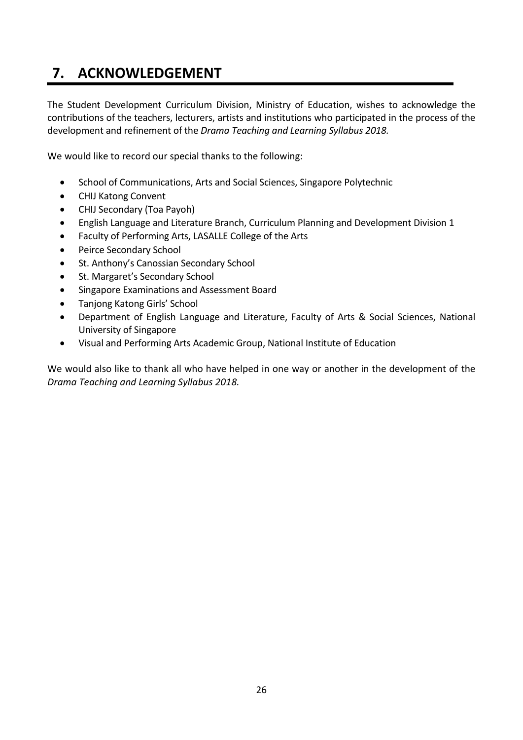# 7. ACKNOWLEDGEMENT

The Student Development Curriculum Division, Ministry of Education, wishes to acknowledge the contributions of the teachers, lecturers, artists and institutions who participated in the process of the development and refinement of the *Drama Teaching and Learning Syllabus 2018.*

We would like to record our special thanks to the following:

- School of Communications, Arts and Social Sciences, Singapore Polytechnic
- CHIJ Katong Convent
- CHIJ Secondary (Toa Payoh)
- English Language and Literature Branch, Curriculum Planning and Development Division 1
- Faculty of Performing Arts, LASALLE College of the Arts
- Peirce Secondary School
- St. Anthony's Canossian Secondary School
- St. Margaret's Secondary School
- Singapore Examinations and Assessment Board
- Tanjong Katong Girls' School
- Department of English Language and Literature, Faculty of Arts & Social Sciences, National University of Singapore
- Visual and Performing Arts Academic Group, National Institute of Education

We would also like to thank all who have helped in one way or another in the development of the *Drama Teaching and Learning Syllabus 2018.*